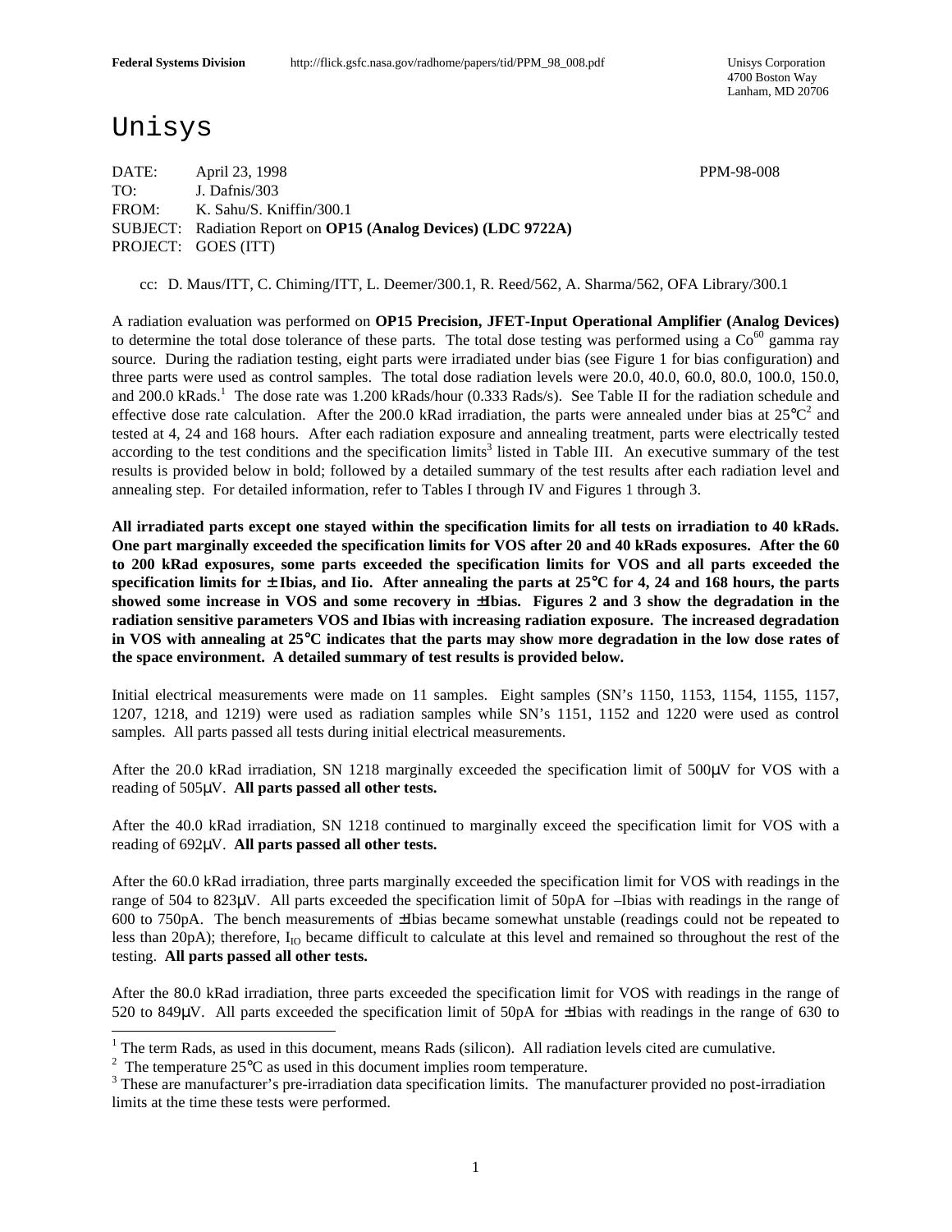Federal Systems Division http://flick.gsfc.nasa.gov/radhome/papers/tid/PPM_98_008.pdf Unisys Corporation
4700 Boston Way
Lanham, MD 20706

# Unisys

DATE: April 23, 1998 PPM-98-008
TO: J. Dafnis/303
FROM: K. Sahu/S. Kniffin/300.1
SUBJECT: Radiation Report on **OP15 (Analog Devices) (LDC 9722A)**
PROJECT: GOES (ITT)

cc: D. Maus/ITT, C. Chiming/ITT, L. Deemer/300.1, R. Reed/562, A. Sharma/562, OFA Library/300.1

A radiation evaluation was performed on **OP15 Precision, JFET-Input Operational Amplifier (Analog Devices)** to determine the total dose tolerance of these parts. The total dose testing was performed using a $Co^{60}$ gamma ray source. During the radiation testing, eight parts were irradiated under bias (see Figure 1 for bias configuration) and three parts were used as control samples. The total dose radiation levels were 20.0, 40.0, 60.0, 80.0, 100.0, 150.0, and 200.0 kRads.[1] The dose rate was 1.200 kRads/hour (0.333 Rads/s). See Table II for the radiation schedule and effective dose rate calculation. After the 200.0 kRad irradiation, the parts were annealed under bias at 25°C[2] and tested at 4, 24 and 168 hours. After each radiation exposure and annealing treatment, parts were electrically tested according to the test conditions and the specification limits[3] listed in Table III. An executive summary of the test results is provided below in bold; followed by a detailed summary of the test results after each radiation level and annealing step. For detailed information, refer to Tables I through IV and Figures 1 through 3.

**All irradiated parts except one stayed within the specification limits for all tests on irradiation to 40 kRads. One part marginally exceeded the specification limits for VOS after 20 and 40 kRads exposures. After the 60 to 200 kRad exposures, some parts exceeded the specification limits for VOS and all parts exceeded the specification limits for ± Ibias, and Iio. After annealing the parts at 25°C for 4, 24 and 168 hours, the parts showed some increase in VOS and some recovery in ±Ibias. Figures 2 and 3 show the degradation in the radiation sensitive parameters VOS and Ibias with increasing radiation exposure. The increased degradation in VOS with annealing at 25°C indicates that the parts may show more degradation in the low dose rates of the space environment. A detailed summary of test results is provided below.**

Initial electrical measurements were made on 11 samples. Eight samples (SN's 1150, 1153, 1154, 1155, 1157, 1207, 1218, and 1219) were used as radiation samples while SN's 1151, 1152 and 1220 were used as control samples. All parts passed all tests during initial electrical measurements.

After the 20.0 kRad irradiation, SN 1218 marginally exceeded the specification limit of 500µV for VOS with a reading of 505µV. **All parts passed all other tests.**

After the 40.0 kRad irradiation, SN 1218 continued to marginally exceed the specification limit for VOS with a reading of 692µV. **All parts passed all other tests.**

After the 60.0 kRad irradiation, three parts marginally exceeded the specification limit for VOS with readings in the range of 504 to 823µV. All parts exceeded the specification limit of 50pA for –Ibias with readings in the range of 600 to 750pA. The bench measurements of ±Ibias became somewhat unstable (readings could not be repeated to less than 20pA); therefore, $I_{IO}$ became difficult to calculate at this level and remained so throughout the rest of the testing. **All parts passed all other tests.**

After the 80.0 kRad irradiation, three parts exceeded the specification limit for VOS with readings in the range of 520 to 849µV. All parts exceeded the specification limit of 50pA for ±Ibias with readings in the range of 630 to

---

[1] The term Rads, as used in this document, means Rads (silicon). All radiation levels cited are cumulative.

[2] The temperature 25°C as used in this document implies room temperature.

[3] These are manufacturer's pre-irradiation data specification limits. The manufacturer provided no post-irradiation limits at the time these tests were performed.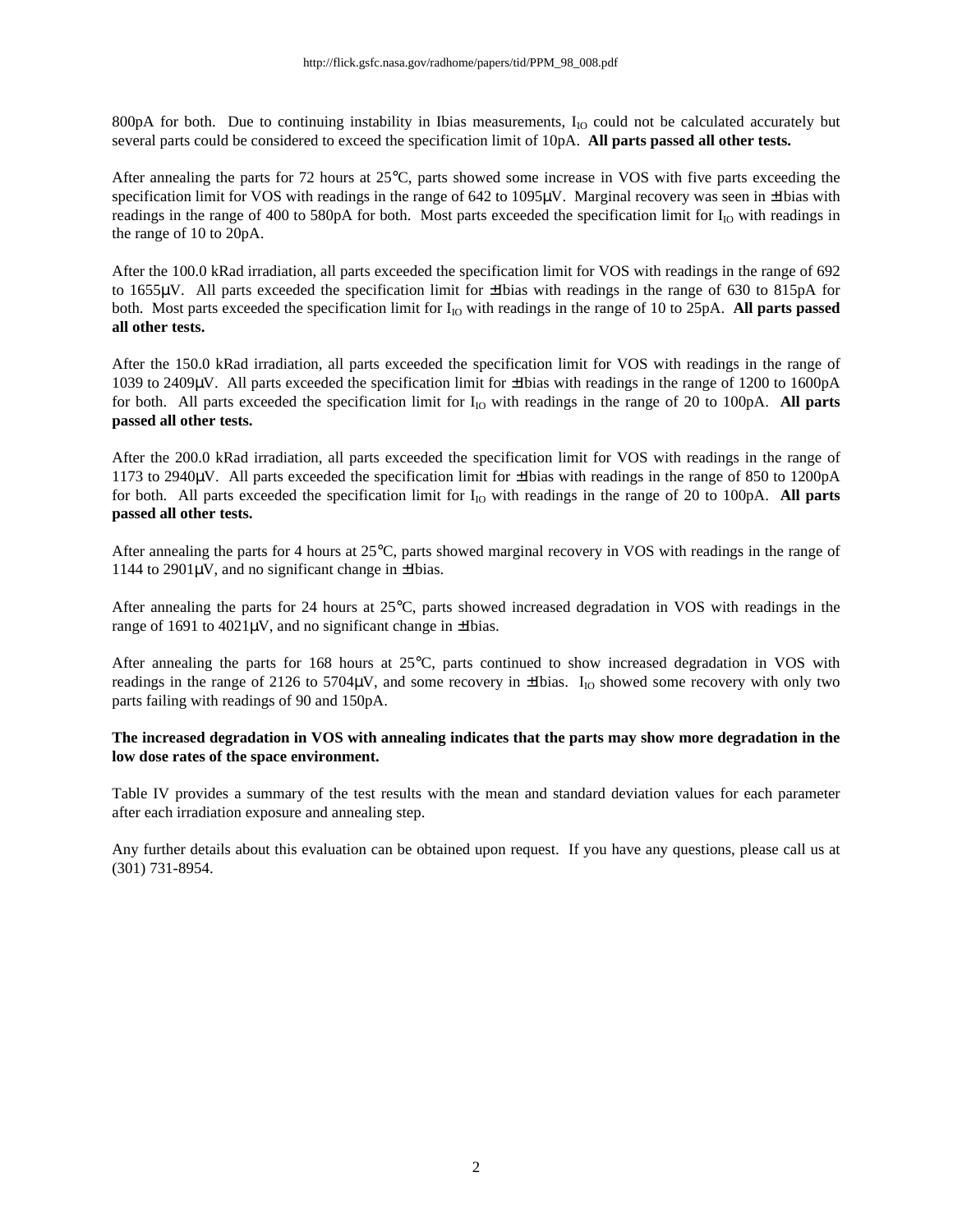800pA for both. Due to continuing instability in Ibias measurements, $I_{IO}$ could not be calculated accurately but several parts could be considered to exceed the specification limit of 10pA. **All parts passed all other tests.**

After annealing the parts for 72 hours at 25°C, parts showed some increase in VOS with five parts exceeding the specification limit for VOS with readings in the range of 642 to 1095µV. Marginal recovery was seen in ±Ibias with readings in the range of 400 to 580pA for both. Most parts exceeded the specification limit for $I_{IO}$ with readings in the range of 10 to 20pA.

After the 100.0 kRad irradiation, all parts exceeded the specification limit for VOS with readings in the range of 692 to 1655µV. All parts exceeded the specification limit for ±Ibias with readings in the range of 630 to 815pA for both. Most parts exceeded the specification limit for $I_{IO}$ with readings in the range of 10 to 25pA. **All parts passed all other tests.**

After the 150.0 kRad irradiation, all parts exceeded the specification limit for VOS with readings in the range of 1039 to 2409µV. All parts exceeded the specification limit for ±Ibias with readings in the range of 1200 to 1600pA for both. All parts exceeded the specification limit for $I_{IO}$ with readings in the range of 20 to 100pA. **All parts passed all other tests.**

After the 200.0 kRad irradiation, all parts exceeded the specification limit for VOS with readings in the range of 1173 to 2940µV. All parts exceeded the specification limit for ±Ibias with readings in the range of 850 to 1200pA for both. All parts exceeded the specification limit for $I_{IO}$ with readings in the range of 20 to 100pA. **All parts passed all other tests.**

After annealing the parts for 4 hours at 25°C, parts showed marginal recovery in VOS with readings in the range of 1144 to 2901µV, and no significant change in ±Ibias.

After annealing the parts for 24 hours at 25°C, parts showed increased degradation in VOS with readings in the range of 1691 to 4021µV, and no significant change in ±Ibias.

After annealing the parts for 168 hours at 25°C, parts continued to show increased degradation in VOS with readings in the range of 2126 to 5704µV, and some recovery in ±Ibias. $I_{IO}$ showed some recovery with only two parts failing with readings of 90 and 150pA.

**The increased degradation in VOS with annealing indicates that the parts may show more degradation in the low dose rates of the space environment.**

Table IV provides a summary of the test results with the mean and standard deviation values for each parameter after each irradiation exposure and annealing step.

Any further details about this evaluation can be obtained upon request. If you have any questions, please call us at (301) 731-8954.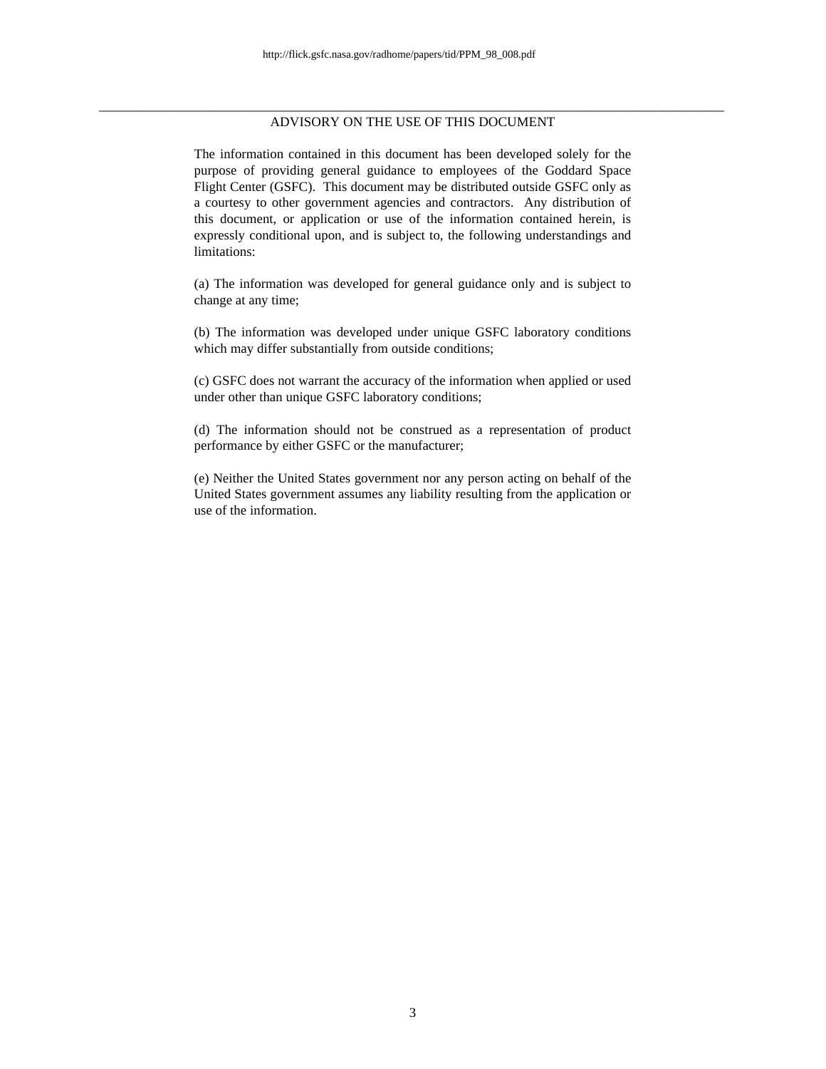## ADVISORY ON THE USE OF THIS DOCUMENT

The information contained in this document has been developed solely for the purpose of providing general guidance to employees of the Goddard Space Flight Center (GSFC). This document may be distributed outside GSFC only as a courtesy to other government agencies and contractors. Any distribution of this document, or application or use of the information contained herein, is expressly conditional upon, and is subject to, the following understandings and limitations:

(a) The information was developed for general guidance only and is subject to change at any time;

(b) The information was developed under unique GSFC laboratory conditions which may differ substantially from outside conditions;

(c) GSFC does not warrant the accuracy of the information when applied or used under other than unique GSFC laboratory conditions;

(d) The information should not be construed as a representation of product performance by either GSFC or the manufacturer;

(e) Neither the United States government nor any person acting on behalf of the United States government assumes any liability resulting from the application or use of the information.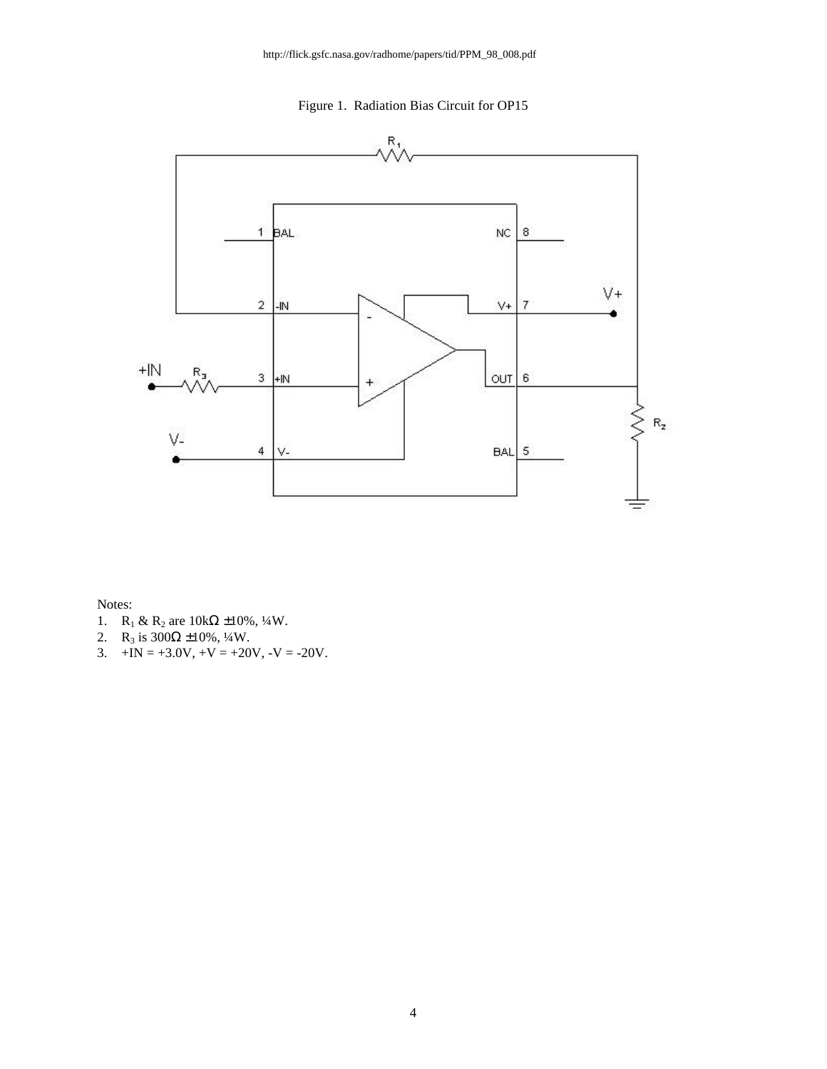http://flick.gsfc.nasa.gov/radhome/papers/tid/PPM_98_008.pdf

Figure 1. Radiation Bias Circuit for OP15

Notes:

1. $R_1$ & $R_2$ are 10kΩ ±10%, ¼W.
2. $R_3$ is 300Ω ±10%, ¼W.
3. +IN = +3.0V, +V = +20V, -V = -20V.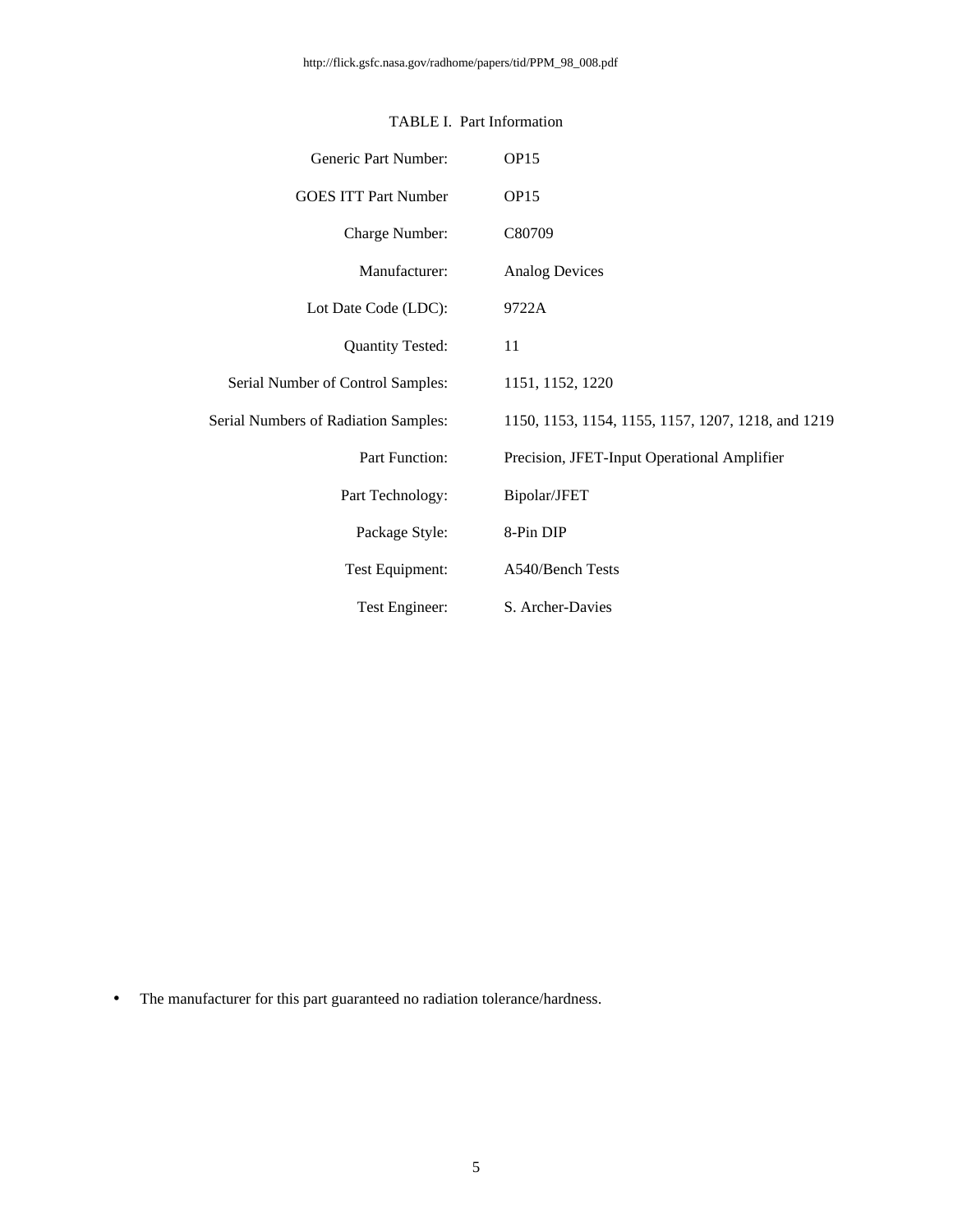TABLE I. Part Information

| | |
|---|---|
| Generic Part Number: | OP15 |
| GOES ITT Part Number | OP15 |
| Charge Number: | C80709 |
| Manufacturer: | Analog Devices |
| Lot Date Code (LDC): | 9722A |
| Quantity Tested: | 11 |
| Serial Number of Control Samples: | 1151, 1152, 1220 |
| Serial Numbers of Radiation Samples: | 1150, 1153, 1154, 1155, 1157, 1207, 1218, and 1219 |
| Part Function: | Precision, JFET-Input Operational Amplifier |
| Part Technology: | Bipolar/JFET |
| Package Style: | 8-Pin DIP |
| Test Equipment: | A540/Bench Tests |
| Test Engineer: | S. Archer-Davies |

- The manufacturer for this part guaranteed no radiation tolerance/hardness.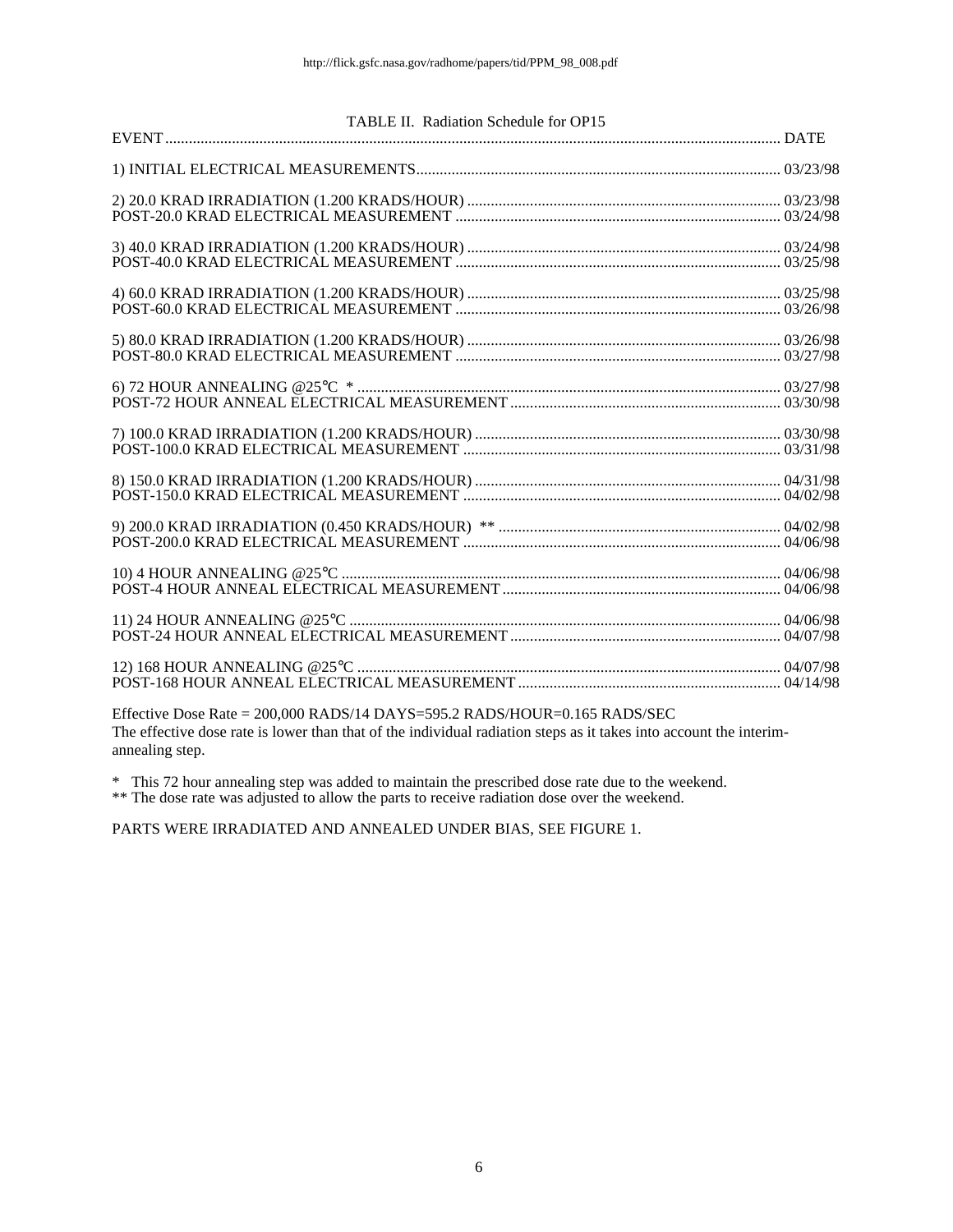TABLE II. Radiation Schedule for OP15

| EVENT | DATE |
|---|---|
| 1) INITIAL ELECTRICAL MEASUREMENTS | 03/23/98 |
| 2) 20.0 KRAD IRRADIATION (1.200 KRADS/HOUR) | 03/23/98 |
| POST-20.0 KRAD ELECTRICAL MEASUREMENT | 03/24/98 |
| 3) 40.0 KRAD IRRADIATION (1.200 KRADS/HOUR) | 03/24/98 |
| POST-40.0 KRAD ELECTRICAL MEASUREMENT | 03/25/98 |
| 4) 60.0 KRAD IRRADIATION (1.200 KRADS/HOUR) | 03/25/98 |
| POST-60.0 KRAD ELECTRICAL MEASUREMENT | 03/26/98 |
| 5) 80.0 KRAD IRRADIATION (1.200 KRADS/HOUR) | 03/26/98 |
| POST-80.0 KRAD ELECTRICAL MEASUREMENT | 03/27/98 |
| 6) 72 HOUR ANNEALING @25°C * | 03/27/98 |
| POST-72 HOUR ANNEAL ELECTRICAL MEASUREMENT | 03/30/98 |
| 7) 100.0 KRAD IRRADIATION (1.200 KRADS/HOUR) | 03/30/98 |
| POST-100.0 KRAD ELECTRICAL MEASUREMENT | 03/31/98 |
| 8) 150.0 KRAD IRRADIATION (1.200 KRADS/HOUR) | 04/31/98 |
| POST-150.0 KRAD ELECTRICAL MEASUREMENT | 04/02/98 |
| 9) 200.0 KRAD IRRADIATION (0.450 KRADS/HOUR) ** | 04/02/98 |
| POST-200.0 KRAD ELECTRICAL MEASUREMENT | 04/06/98 |
| 10) 4 HOUR ANNEALING @25°C | 04/06/98 |
| POST-4 HOUR ANNEAL ELECTRICAL MEASUREMENT | 04/06/98 |
| 11) 24 HOUR ANNEALING @25°C | 04/06/98 |
| POST-24 HOUR ANNEAL ELECTRICAL MEASUREMENT | 04/07/98 |
| 12) 168 HOUR ANNEALING @25°C | 04/07/98 |
| POST-168 HOUR ANNEAL ELECTRICAL MEASUREMENT | 04/14/98 |

Effective Dose Rate = 200,000 RADS/14 DAYS=595.2 RADS/HOUR=0.165 RADS/SEC
The effective dose rate is lower than that of the individual radiation steps as it takes into account the interim-annealing step.

* This 72 hour annealing step was added to maintain the prescribed dose rate due to the weekend.
** The dose rate was adjusted to allow the parts to receive radiation dose over the weekend.

PARTS WERE IRRADIATED AND ANNEALED UNDER BIAS, SEE FIGURE 1.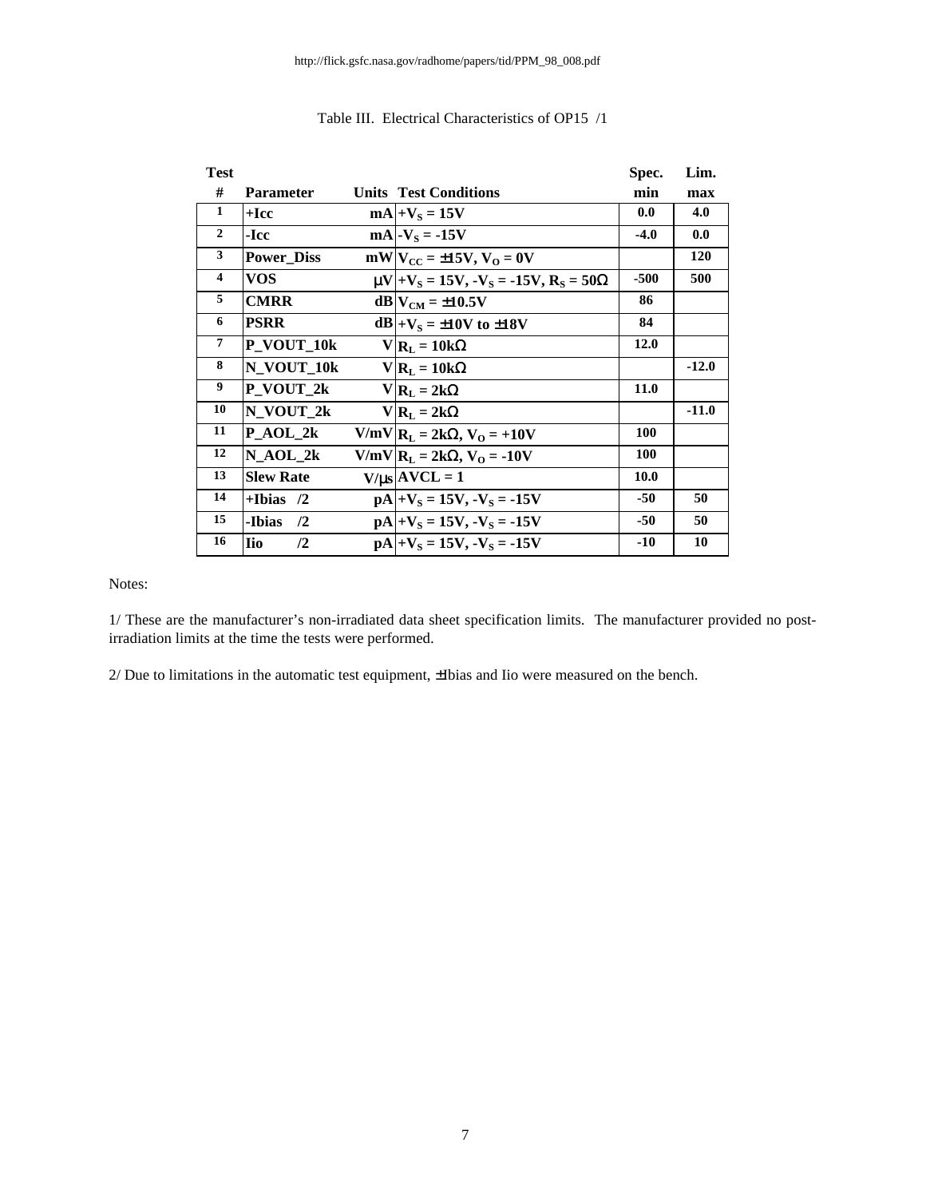http://flick.gsfc.nasa.gov/radhome/papers/tid/PPM_98_008.pdf

Table III. Electrical Characteristics of OP15 /1

| Test # | Parameter | Units | Test Conditions | Spec. min | Lim. max |
|---|---|---|---|---|---|
| 1 | +Icc | mA | $+V_S$ = 15V | 0.0 | 4.0 |
| 2 | -Icc | mA | $-V_S$ = -15V | -4.0 | 0.0 |
| 3 | Power_Diss | mW | $V_{CC}$ = ±15V, $V_O$ = 0V | | 120 |
| 4 | VOS | μV | $+V_S$ = 15V, $-V_S$ = -15V, $R_S$ = 50Ω | -500 | 500 |
| 5 | CMRR | dB | $V_{CM}$ = ±10.5V | 86 | |
| 6 | PSRR | dB | $+V_S$ = ±10V to ±18V | 84 | |
| 7 | P_VOUT_10k | V | $R_L$ = 10kΩ | 12.0 | |
| 8 | N_VOUT_10k | V | $R_L$ = 10kΩ | | -12.0 |
| 9 | P_VOUT_2k | V | $R_L$ = 2kΩ | 11.0 | |
| 10 | N_VOUT_2k | V | $R_L$ = 2kΩ | | -11.0 |
| 11 | P_AOL_2k | V/mV | $R_L$ = 2kΩ, $V_O$ = +10V | 100 | |
| 12 | N_AOL_2k | V/mV | $R_L$ = 2kΩ, $V_O$ = -10V | 100 | |
| 13 | Slew Rate | V/μs | AVCL = 1 | 10.0 | |
| 14 | +Ibias /2 | pA | $+V_S$ = 15V, $-V_S$ = -15V | -50 | 50 |
| 15 | -Ibias /2 | pA | $+V_S$ = 15V, $-V_S$ = -15V | -50 | 50 |
| 16 | Iio /2 | pA | $+V_S$ = 15V, $-V_S$ = -15V | -10 | 10 |

Notes:

1/ These are the manufacturer's non-irradiated data sheet specification limits. The manufacturer provided no post-irradiation limits at the time the tests were performed.

2/ Due to limitations in the automatic test equipment, ±Ibias and Iio were measured on the bench.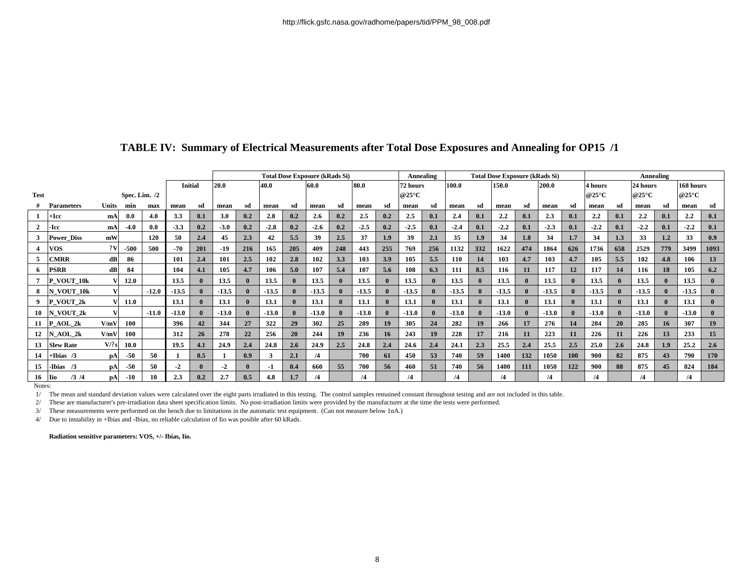## TABLE IV: Summary of Electrical Measurements after Total Dose Exposures and Annealing for OP15 /1

| Test | | | Spec. Lim. /2 | | Initial | | Total Dose Exposure (kRads Si) | | | | | | | | Annealing | | Total Dose Exposure (kRads Si) | | | | | | Annealing | | | | | |
|---|---|---|---|---|---|---|---|---|---|---|---|---|---|---|---|---|---|---|---|---|---|---|---|---|---|---|---|---|
| | | | | | | | 20.0 | | 40.0 | | 60.0 | | 80.0 | | 72 hours @25°C | | 100.0 | | 150.0 | | 200.0 | | 4 hours @25°C | | 24 hours @25°C | | 168 hours @25°C | |
| # | Parameters | Units | min | max | mean | sd | mean | sd | mean | sd | mean | sd | mean | sd | mean | sd | mean | sd | mean | sd | mean | sd | mean | sd | mean | sd | mean | sd |
| 1 | +Icc | mA | 0.0 | 4.0 | 3.3 | 0.1 | 3.0 | 0.2 | 2.8 | 0.2 | 2.6 | 0.2 | 2.5 | 0.2 | 2.5 | 0.1 | 2.4 | 0.1 | 2.2 | 0.1 | 2.3 | 0.1 | 2.2 | 0.1 | 2.2 | 0.1 | 2.2 | 0.1 |
| 2 | -Icc | mA | -4.0 | 0.0 | -3.3 | 0.2 | -3.0 | 0.2 | -2.8 | 0.2 | -2.6 | 0.2 | -2.5 | 0.2 | -2.5 | 0.1 | -2.4 | 0.1 | -2.2 | 0.1 | -2.3 | 0.1 | -2.2 | 0.1 | -2.2 | 0.1 | -2.2 | 0.1 |
| 3 | Power_Diss | mW | | 120 | 50 | 2.4 | 45 | 2.3 | 42 | 5.5 | 39 | 2.5 | 37 | 1.9 | 39 | 2.1 | 35 | 1.9 | 34 | 1.8 | 34 | 1.7 | 34 | 1.3 | 33 | 1.2 | 33 | 0.9 |
| 4 | VOS | ?V | -500 | 500 | -70 | 201 | -19 | 216 | 165 | 205 | 409 | 248 | 443 | 255 | 769 | 256 | 1132 | 332 | 1622 | 474 | 1864 | 626 | 1736 | 658 | 2529 | 779 | 3499 | 1093 |
| 5 | CMRR | dB | 86 | | 101 | 2.4 | 101 | 2.5 | 102 | 2.8 | 102 | 3.3 | 103 | 3.9 | 105 | 5.5 | 110 | 14 | 103 | 4.7 | 103 | 4.7 | 105 | 5.5 | 102 | 4.8 | 106 | 13 |
| 6 | PSRR | dB | 84 | | 104 | 4.1 | 105 | 4.7 | 106 | 5.0 | 107 | 5.4 | 107 | 5.6 | 108 | 6.3 | 111 | 8.5 | 116 | 11 | 117 | 12 | 117 | 14 | 116 | 18 | 105 | 6.2 |
| 7 | P_VOUT_10k | V | 12.0 | | 13.5 | 0 | 13.5 | 0 | 13.5 | 0 | 13.5 | 0 | 13.5 | 0 | 13.5 | 0 | 13.5 | 0 | 13.5 | 0 | 13.5 | 0 | 13.5 | 0 | 13.5 | 0 | 13.5 | 0 |
| 8 | N_VOUT_10k | V | | -12.0 | -13.5 | 0 | -13.5 | 0 | -13.5 | 0 | -13.5 | 0 | -13.5 | 0 | -13.5 | 0 | -13.5 | 0 | -13.5 | 0 | -13.5 | 0 | -13.5 | 0 | -13.5 | 0 | -13.5 | 0 |
| 9 | P_VOUT_2k | V | 11.0 | | 13.1 | 0 | 13.1 | 0 | 13.1 | 0 | 13.1 | 0 | 13.1 | 0 | 13.1 | 0 | 13.1 | 0 | 13.1 | 0 | 13.1 | 0 | 13.1 | 0 | 13.1 | 0 | 13.1 | 0 |
| 10 | N_VOUT_2k | V | | -11.0 | -13.0 | 0 | -13.0 | 0 | -13.0 | 0 | -13.0 | 0 | -13.0 | 0 | -13.0 | 0 | -13.0 | 0 | -13.0 | 0 | -13.0 | 0 | -13.0 | 0 | -13.0 | 0 | -13.0 | 0 |
| 11 | P_AOL_2k | V/mV | 100 | | 396 | 42 | 344 | 27 | 322 | 29 | 302 | 25 | 289 | 19 | 305 | 24 | 282 | 19 | 266 | 17 | 276 | 14 | 284 | 20 | 285 | 16 | 307 | 19 |
| 12 | N_AOL_2k | V/mV | 100 | | 312 | 26 | 278 | 22 | 256 | 20 | 244 | 19 | 236 | 16 | 243 | 19 | 228 | 17 | 216 | 11 | 223 | 11 | 226 | 11 | 226 | 13 | 233 | 15 |
| 13 | Slew Rate | V/?s | 10.0 | | 19.5 | 4.1 | 24.9 | 2.4 | 24.8 | 2.6 | 24.9 | 2.5 | 24.8 | 2.4 | 24.6 | 2.4 | 24.1 | 2.3 | 25.5 | 2.4 | 25.5 | 2.5 | 25.0 | 2.6 | 24.8 | 1.9 | 25.2 | 2.6 |
| 14 | +Ibias /3 | pA | -50 | 50 | 1 | 0.5 | 1 | 0.9 | 3 | 2.1 | /4 | | 700 | 61 | 450 | 53 | 740 | 59 | 1400 | 132 | 1050 | 100 | 900 | 82 | 875 | 43 | 790 | 170 |
| 15 | -Ibias /3 | pA | -50 | 50 | -2 | 0 | -2 | 0 | -1 | 0.4 | 660 | 55 | 700 | 56 | 460 | 51 | 740 | 56 | 1400 | 111 | 1050 | 122 | 900 | 88 | 875 | 45 | 824 | 184 |
| 16 | Iio /3 /4 | pA | -10 | 10 | 2.3 | 0.2 | 2.7 | 0.5 | 4.8 | 1.7 | /4 | | /4 | | /4 | | /4 | | /4 | | /4 | | /4 | | /4 | | /4 | |

Notes:

1/ The mean and standard deviation values were calculated over the eight parts irradiated in this testing. The control samples remained constant throughout testing and are not included in this table.

2/ These are manufacturer's pre-irradiation data sheet specification limits. No post-irradiation limits were provided by the manufacturer at the time the tests were performed.

3/ These measurements were performed on the bench due to limitations in the automatic test equipment. (Can not measure below 1nA.)

4/ Due to instability in +Ibias and -Ibias, no reliable calculation of Iio was posible after 60 kRads.

**Radiation sensitive parameters: VOS, +/- Ibias, Iio.**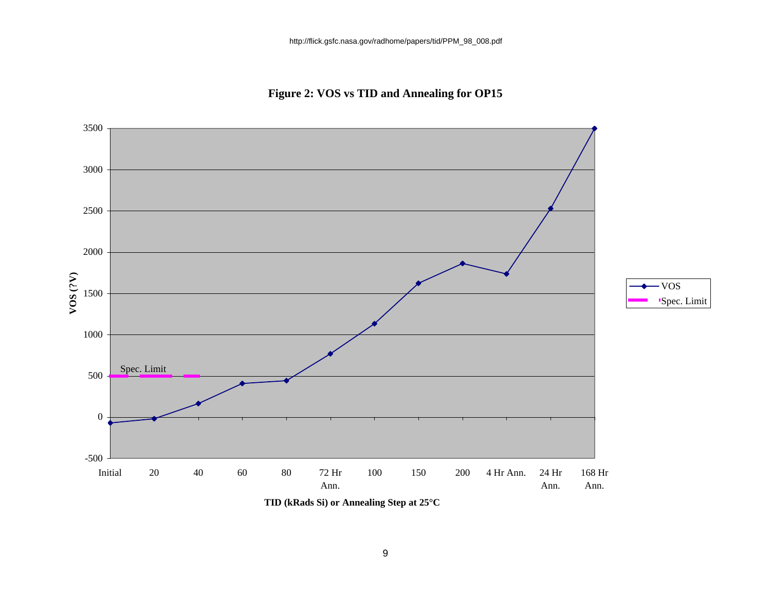http://flick.gsfc.nasa.gov/radhome/papers/tid/PPM_98_008.pdf

**Figure 2: VOS vs TID and Annealing for OP15**

VOS (?V)

3500
3000
2500
2000
1500
1000
500
0
-500

Spec. Limit

Initial
20
40
60
80
72 Hr Ann.
100
150
200
4 Hr Ann.
24 Hr Ann.
168 Hr Ann.

**TID (kRads Si) or Annealing Step at 25°C**

VOS
Spec. Limit